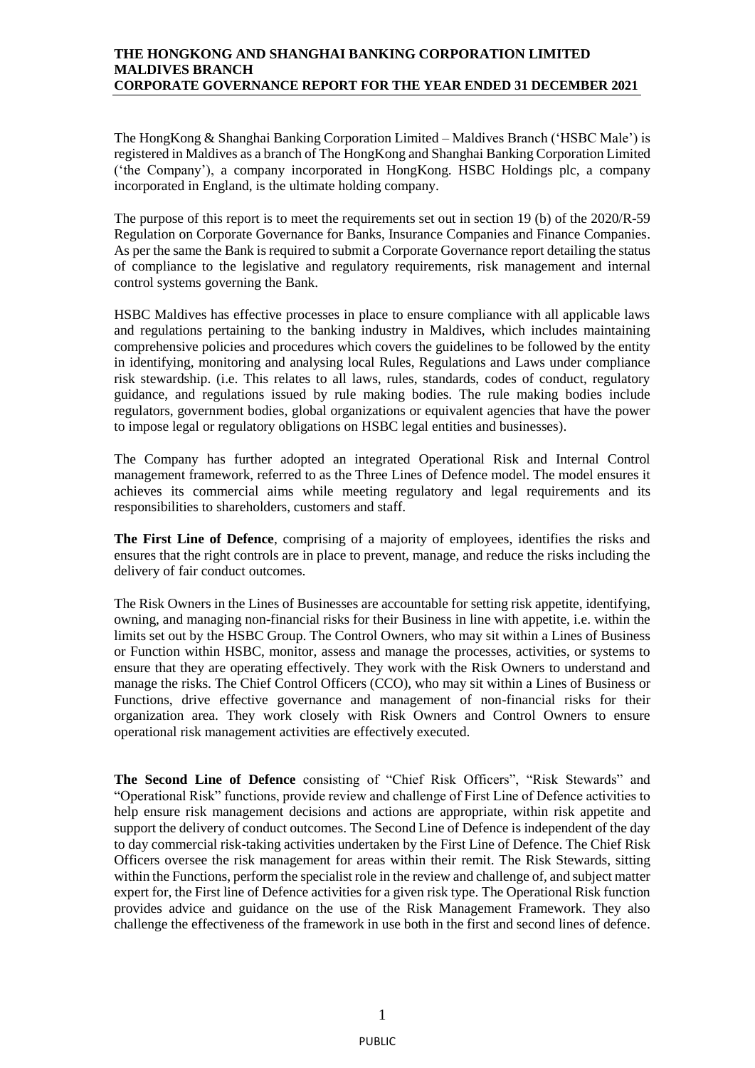# THE HONGKONG AND SHANGHAI BANKING CORPORATION LIMITED MALDIVES BRANCH CORPORATE GOVERNANCE REPORT FOR THE YEAR ENDED 31 DECEMBER 2021

The HongKong & Shanghai Banking Corporation Limited – Maldives Branch ('HSBC Male') is registered in Maldives as a branch of The HongKong and Shanghai Banking Corporation Limited ('the Company'), a company incorporated in HongKong. HSBC Holdings plc, a company incorporated in England, is the ultimate holding company.

The purpose of this report is to meet the requirements set out in section 19 (b) of the 2020/R-59 Regulation on Corporate Governance for Banks, Insurance Companies and Finance Companies. As per the same the Bank is required to submit a Corporate Governance report detailing the status of compliance to the legislative and regulatory requirements, risk management and internal control systems governing the Bank.

HSBC Maldives has effective processes in place to ensure compliance with all applicable laws and regulations pertaining to the banking industry in Maldives, which includes maintaining comprehensive policies and procedures which covers the guidelines to be followed by the entity in identifying, monitoring and analysing local Rules, Regulations and Laws under compliance risk stewardship. (i.e. This relates to all laws, rules, standards, codes of conduct, regulatory guidance, and regulations issued by rule making bodies. The rule making bodies include regulators, government bodies, global organizations or equivalent agencies that have the power to impose legal or regulatory obligations on HSBC legal entities and businesses).

The Company has further adopted an integrated Operational Risk and Internal Control management framework, referred to as the Three Lines of Defence model. The model ensures it achieves its commercial aims while meeting regulatory and legal requirements and its responsibilities to shareholders, customers and staff.

**The First Line of Defence**, comprising of a majority of employees, identifies the risks and ensures that the right controls are in place to prevent, manage, and reduce the risks including the delivery of fair conduct outcomes.

The Risk Owners in the Lines of Businesses are accountable for setting risk appetite, identifying, owning, and managing non-financial risks for their Business in line with appetite, i.e. within the limits set out by the HSBC Group. The Control Owners, who may sit within a Lines of Business or Function within HSBC, monitor, assess and manage the processes, activities, or systems to ensure that they are operating effectively. They work with the Risk Owners to understand and manage the risks. The Chief Control Officers (CCO), who may sit within a Lines of Business or Functions, drive effective governance and management of non-financial risks for their organization area. They work closely with Risk Owners and Control Owners to ensure operational risk management activities are effectively executed.

**The Second Line of Defence** consisting of "Chief Risk Officers", "Risk Stewards" and "Operational Risk" functions, provide review and challenge of First Line of Defence activities to help ensure risk management decisions and actions are appropriate, within risk appetite and support the delivery of conduct outcomes. The Second Line of Defence is independent of the day to day commercial risk-taking activities undertaken by the First Line of Defence. The Chief Risk Officers oversee the risk management for areas within their remit. The Risk Stewards, sitting within the Functions, perform the specialist role in the review and challenge of, and subject matter expert for, the First line of Defence activities for a given risk type. The Operational Risk function provides advice and guidance on the use of the Risk Management Framework. They also challenge the effectiveness of the framework in use both in the first and second lines of defence.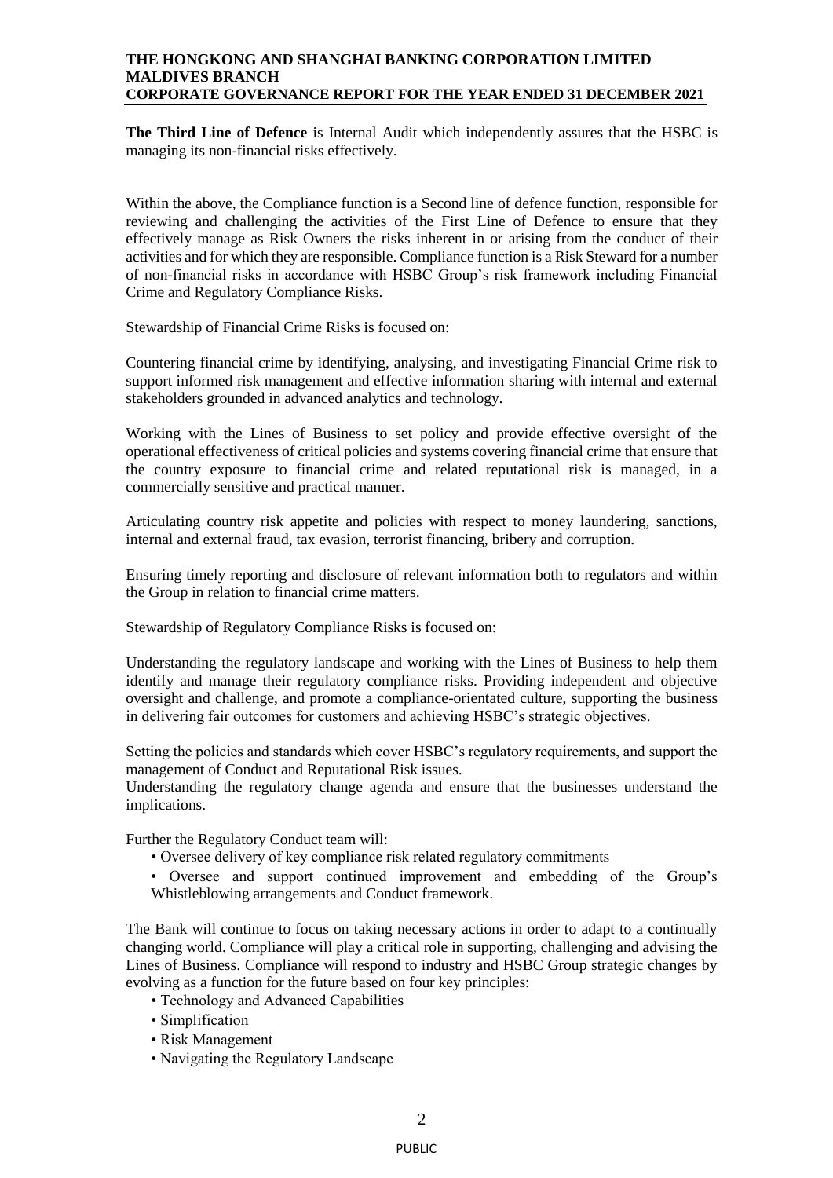**The Third Line of Defence** is Internal Audit which independently assures that the HSBC is managing its non-financial risks effectively.

Within the above, the Compliance function is a Second line of defence function, responsible for reviewing and challenging the activities of the First Line of Defence to ensure that they effectively manage as Risk Owners the risks inherent in or arising from the conduct of their activities and for which they are responsible. Compliance function is a Risk Steward for a number of non-financial risks in accordance with HSBC Group's risk framework including Financial Crime and Regulatory Compliance Risks.

Stewardship of Financial Crime Risks is focused on:

Countering financial crime by identifying, analysing, and investigating Financial Crime risk to support informed risk management and effective information sharing with internal and external stakeholders grounded in advanced analytics and technology.

Working with the Lines of Business to set policy and provide effective oversight of the operational effectiveness of critical policies and systems covering financial crime that ensure that the country exposure to financial crime and related reputational risk is managed, in a commercially sensitive and practical manner.

Articulating country risk appetite and policies with respect to money laundering, sanctions, internal and external fraud, tax evasion, terrorist financing, bribery and corruption.

Ensuring timely reporting and disclosure of relevant information both to regulators and within the Group in relation to financial crime matters.

Stewardship of Regulatory Compliance Risks is focused on:

Understanding the regulatory landscape and working with the Lines of Business to help them identify and manage their regulatory compliance risks. Providing independent and objective oversight and challenge, and promote a compliance-orientated culture, supporting the business in delivering fair outcomes for customers and achieving HSBC's strategic objectives.

Setting the policies and standards which cover HSBC's regulatory requirements, and support the management of Conduct and Reputational Risk issues.

Understanding the regulatory change agenda and ensure that the businesses understand the implications.

Further the Regulatory Conduct team will:

- Oversee delivery of key compliance risk related regulatory commitments
- Oversee and support continued improvement and embedding of the Group's Whistleblowing arrangements and Conduct framework.

The Bank will continue to focus on taking necessary actions in order to adapt to a continually changing world. Compliance will play a critical role in supporting, challenging and advising the Lines of Business. Compliance will respond to industry and HSBC Group strategic changes by evolving as a function for the future based on four key principles:

- Technology and Advanced Capabilities
- Simplification
- Risk Management
- Navigating the Regulatory Landscape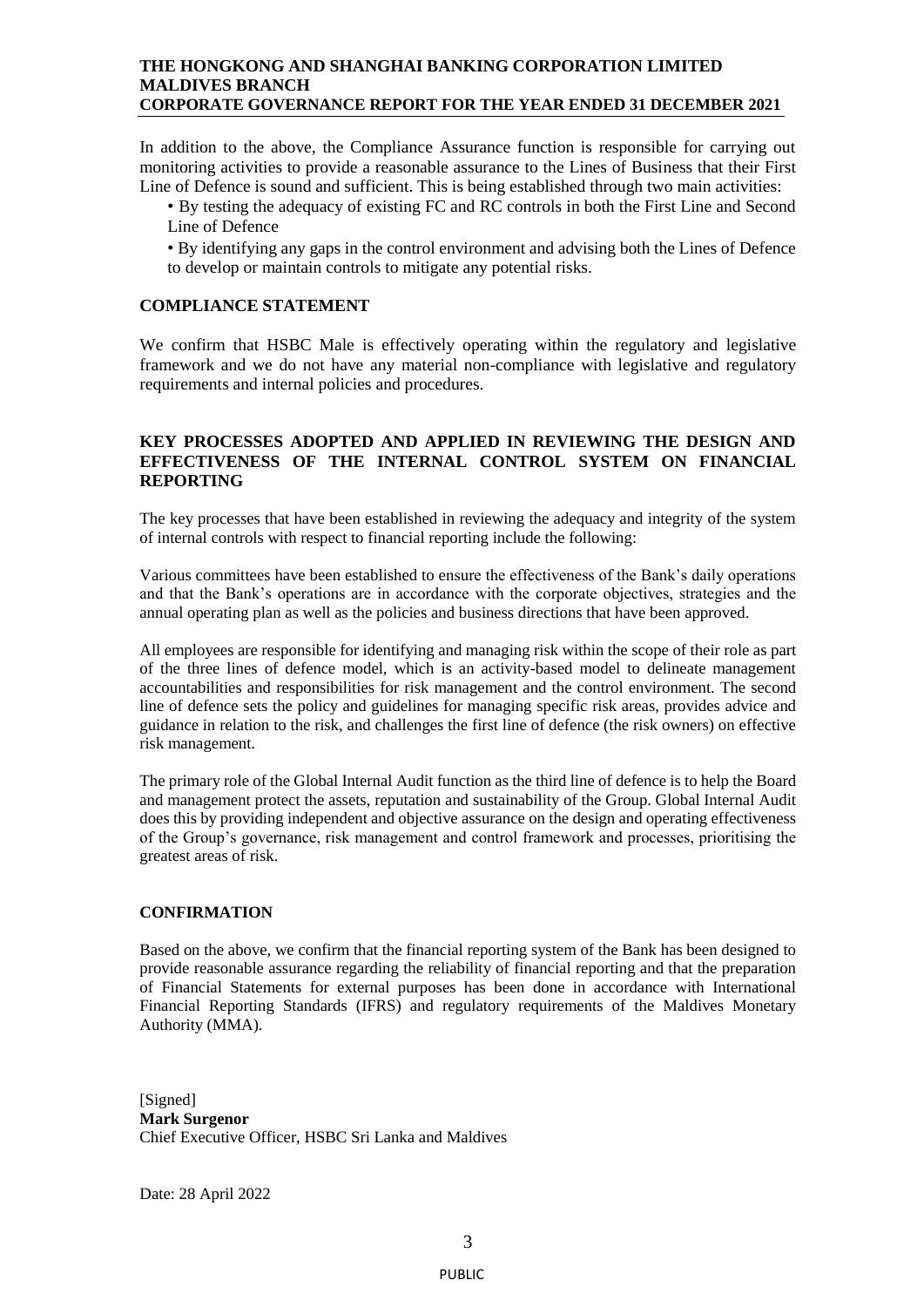In addition to the above, the Compliance Assurance function is responsible for carrying out monitoring activities to provide a reasonable assurance to the Lines of Business that their First Line of Defence is sound and sufficient. This is being established through two main activities:

- By testing the adequacy of existing FC and RC controls in both the First Line and Second Line of Defence
- By identifying any gaps in the control environment and advising both the Lines of Defence to develop or maintain controls to mitigate any potential risks.

## COMPLIANCE STATEMENT

We confirm that HSBC Male is effectively operating within the regulatory and legislative framework and we do not have any material non-compliance with legislative and regulatory requirements and internal policies and procedures.

## KEY PROCESSES ADOPTED AND APPLIED IN REVIEWING THE DESIGN AND EFFECTIVENESS OF THE INTERNAL CONTROL SYSTEM ON FINANCIAL REPORTING

The key processes that have been established in reviewing the adequacy and integrity of the system of internal controls with respect to financial reporting include the following:

Various committees have been established to ensure the effectiveness of the Bank's daily operations and that the Bank's operations are in accordance with the corporate objectives, strategies and the annual operating plan as well as the policies and business directions that have been approved.

All employees are responsible for identifying and managing risk within the scope of their role as part of the three lines of defence model, which is an activity-based model to delineate management accountabilities and responsibilities for risk management and the control environment. The second line of defence sets the policy and guidelines for managing specific risk areas, provides advice and guidance in relation to the risk, and challenges the first line of defence (the risk owners) on effective risk management.

The primary role of the Global Internal Audit function as the third line of defence is to help the Board and management protect the assets, reputation and sustainability of the Group. Global Internal Audit does this by providing independent and objective assurance on the design and operating effectiveness of the Group's governance, risk management and control framework and processes, prioritising the greatest areas of risk.

## CONFIRMATION

Based on the above, we confirm that the financial reporting system of the Bank has been designed to provide reasonable assurance regarding the reliability of financial reporting and that the preparation of Financial Statements for external purposes has been done in accordance with International Financial Reporting Standards (IFRS) and regulatory requirements of the Maldives Monetary Authority (MMA).

[Signed]
**Mark Surgenor**
Chief Executive Officer, HSBC Sri Lanka and Maldives

Date: 28 April 2022